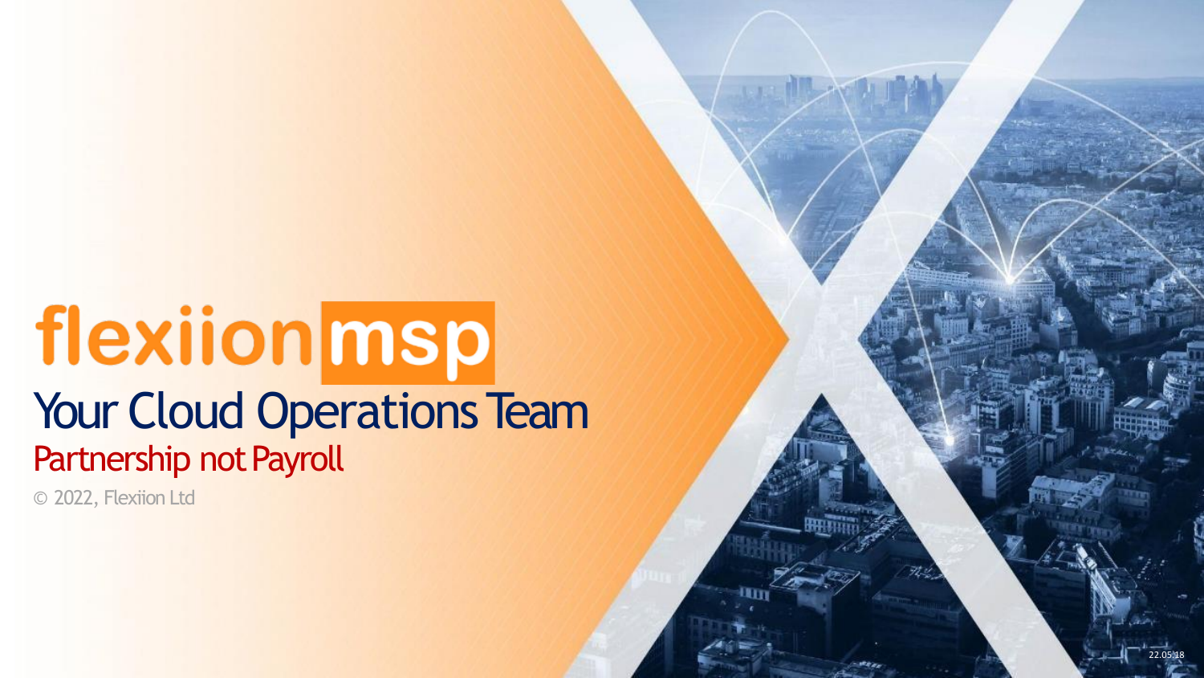# flexiion msp

## Your Cloud Operations Team

### Partnership not Payroll

© 2022, Flexiion Ltd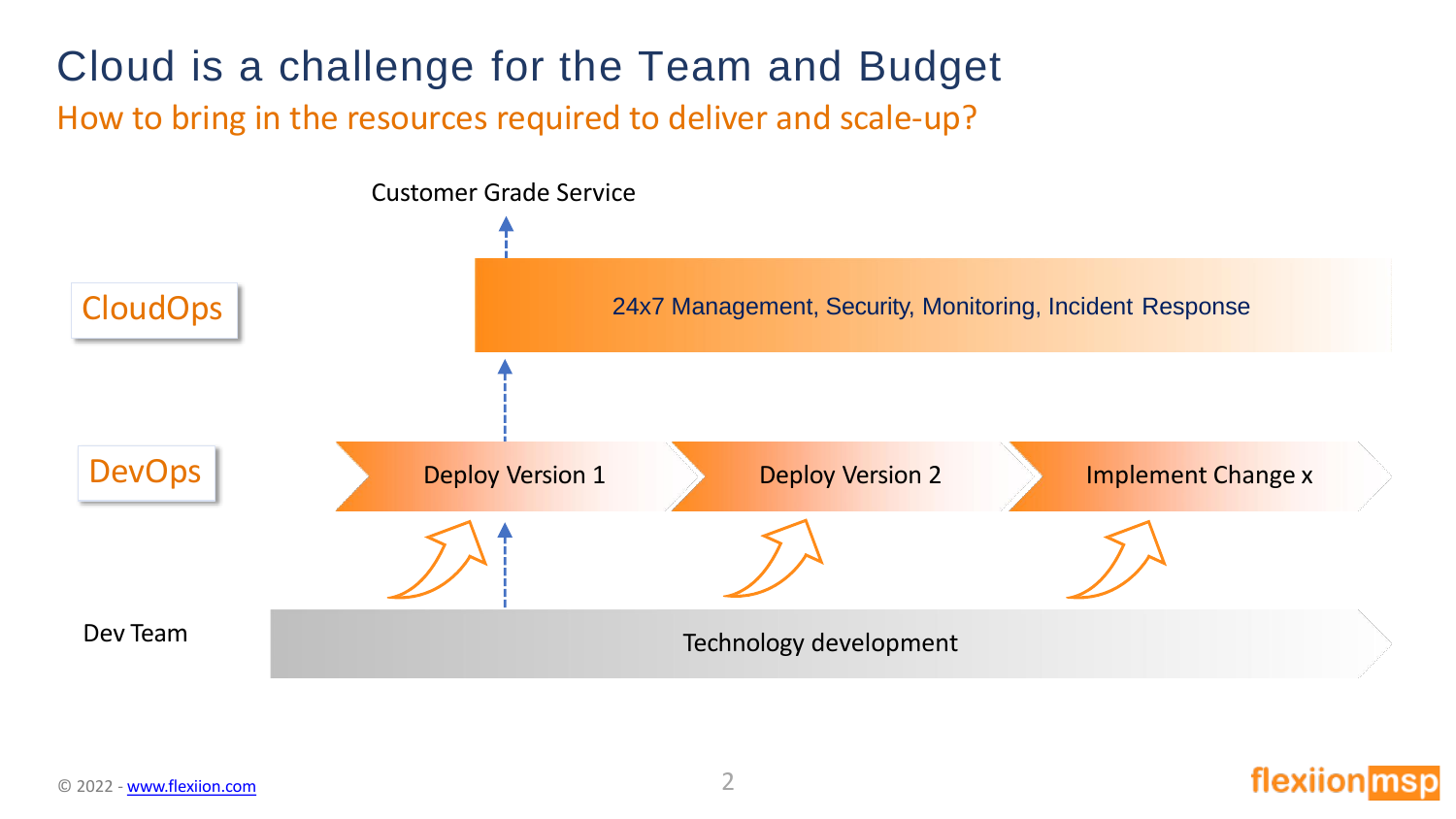# Cloud is a challenge for the Team and Budget

## How to bring in the resources required to deliver and scale-up?

Customer Grade Service

CloudOps

24x7 Management, Security, Monitoring, Incident Response

DevOps

Deploy Version 1

Deploy Version 2

Implement Change x

Dev Team

Technology development

© 2022 - www.flexiion.com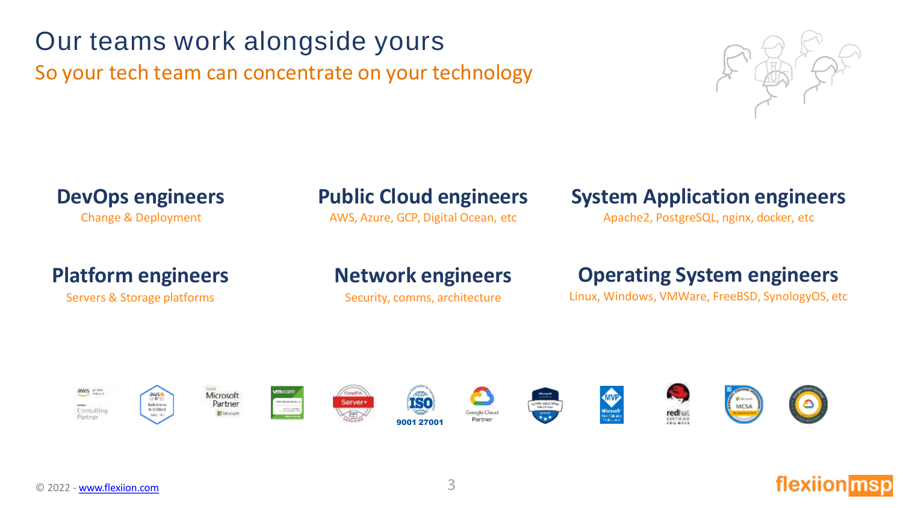# Our teams work alongside yours

## So your tech team can concentrate on your technology

### DevOps engineers
Change & Deployment

### Public Cloud engineers
AWS, Azure, GCP, Digital Ocean, etc

### System Application engineers
Apache2, PostgreSQL, nginx, docker, etc

### Platform engineers
Servers & Storage platforms

### Network engineers
Security, comms, architecture

### Operating System engineers
Linux, Windows, VMWare, FreeBSD, SynologyOS, etc

© 2022 - [www.flexiion.com](http://www.flexiion.com)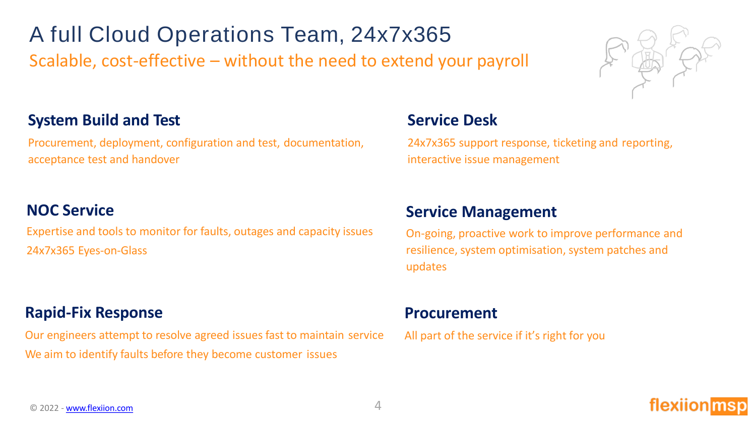# A full Cloud Operations Team, 24x7x365

Scalable, cost-effective – without the need to extend your payroll

## System Build and Test

Procurement, deployment, configuration and test, documentation, acceptance test and handover

## Service Desk

24x7x365 support response, ticketing and reporting, interactive issue management

## NOC Service

Expertise and tools to monitor for faults, outages and capacity issues

24x7x365 Eyes-on-Glass

## Service Management

On-going, proactive work to improve performance and resilience, system optimisation, system patches and updates

## Rapid-Fix Response

Our engineers attempt to resolve agreed issues fast to maintain service

We aim to identify faults before they become customer issues

## Procurement

All part of the service if it's right for you

© 2022 - www.flexiion.com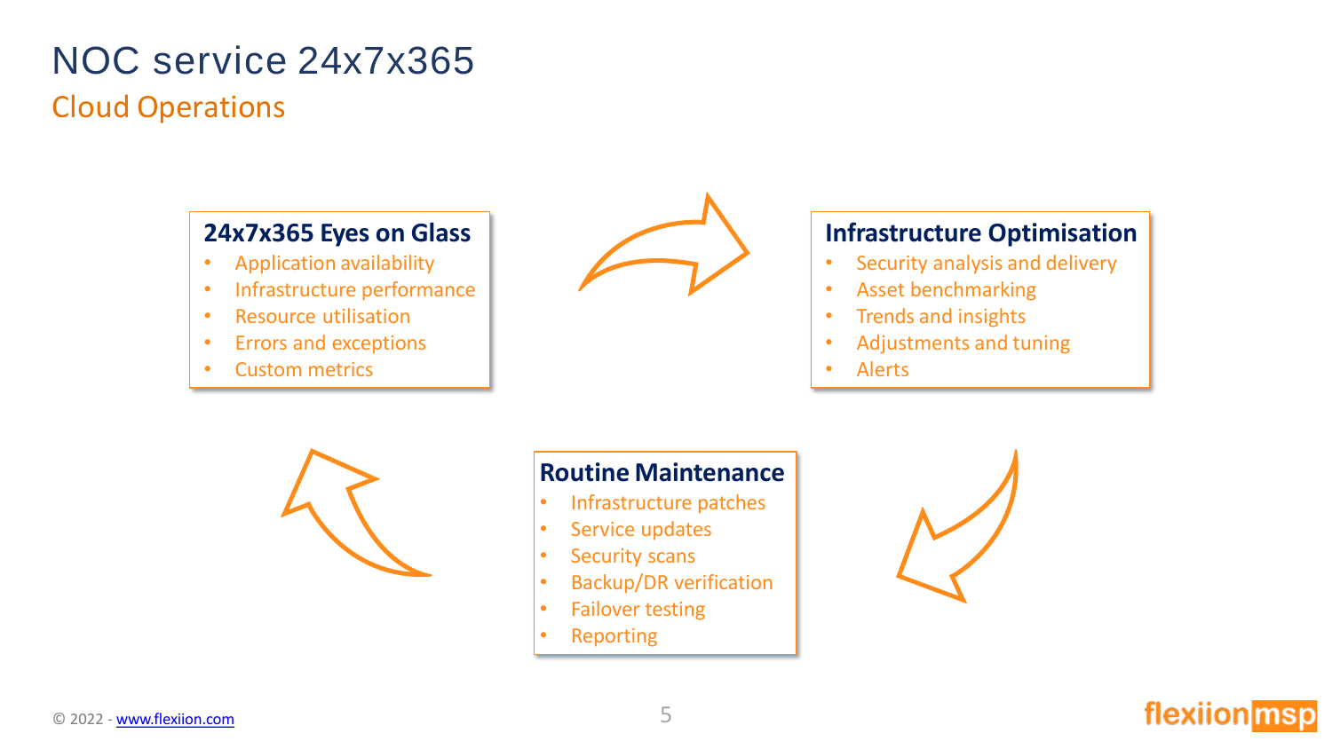# NOC service 24x7x365

## Cloud Operations

### 24x7x365 Eyes on Glass

- Application availability
- Infrastructure performance
- Resource utilisation
- Errors and exceptions
- Custom metrics

### Infrastructure Optimisation

- Security analysis and delivery
- Asset benchmarking
- Trends and insights
- Adjustments and tuning
- Alerts

### Routine Maintenance

- Infrastructure patches
- Service updates
- Security scans
- Backup/DR verification
- Failover testing
- Reporting

© 2022 - www.flexiion.com

flexiionmsp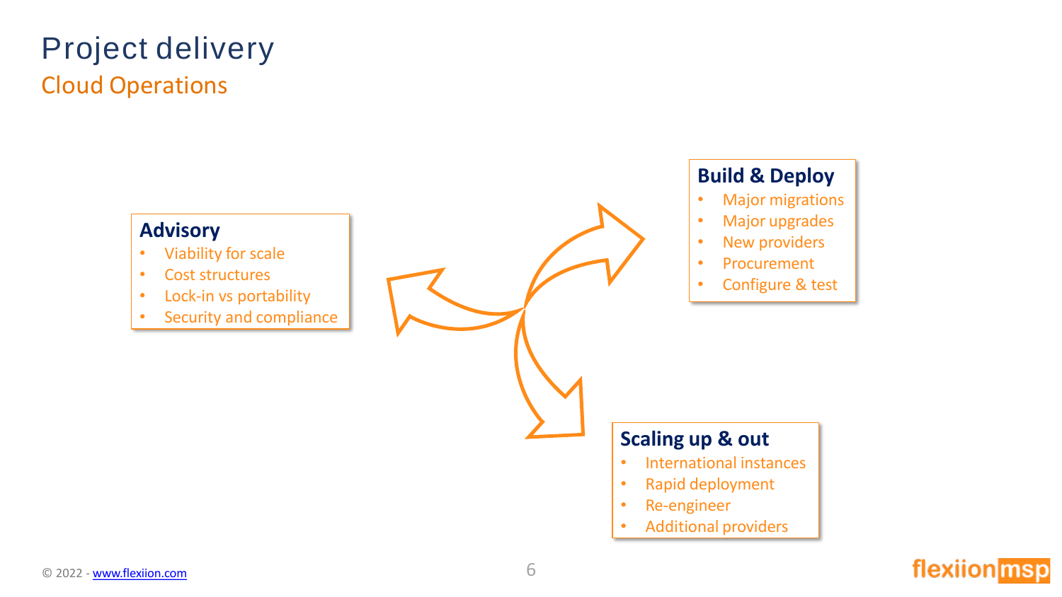# Project delivery

## Cloud Operations

### Advisory

- Viability for scale
- Cost structures
- Lock-in vs portability
- Security and compliance

### Build & Deploy

- Major migrations
- Major upgrades
- New providers
- Procurement
- Configure & test

### Scaling up & out

- International instances
- Rapid deployment
- Re-engineer
- Additional providers

© 2022 - www.flexiion.com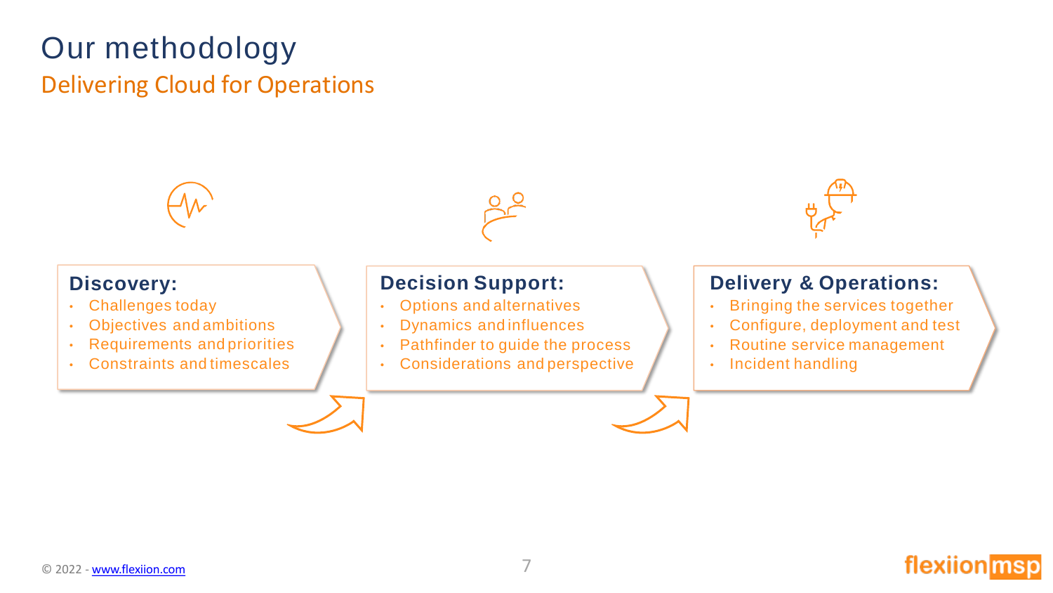# Our methodology

## Delivering Cloud for Operations

### Discovery:

- Challenges today
- Objectives and ambitions
- Requirements and priorities
- Constraints and timescales

### Decision Support:

- Options and alternatives
- Dynamics and influences
- Pathfinder to guide the process
- Considerations and perspective

### Delivery & Operations:

- Bringing the services together
- Configure, deployment and test
- Routine service management
- Incident handling

© 2022 - www.flexiion.com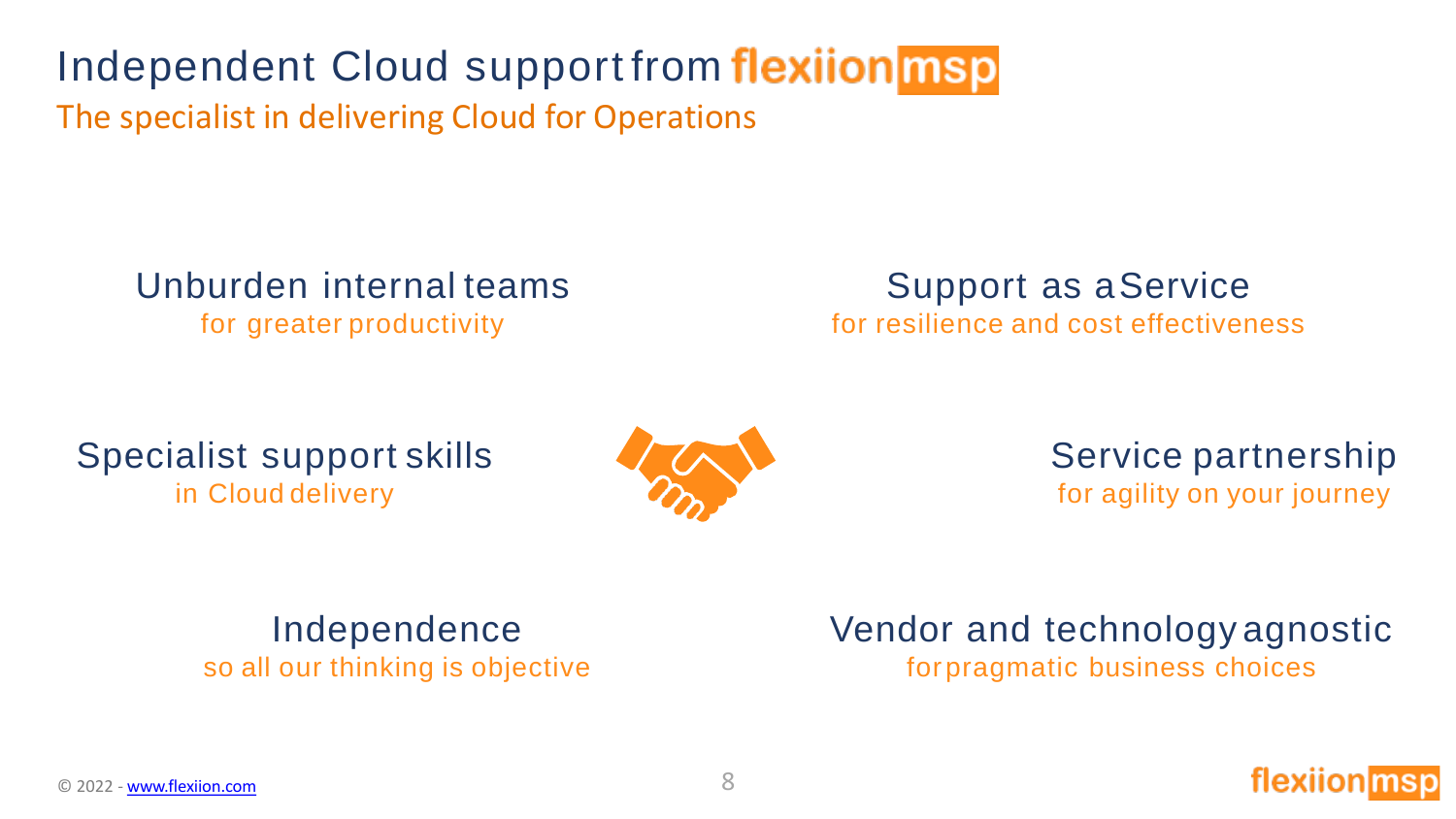# Independent Cloud support from flexiion msp

The specialist in delivering Cloud for Operations

**Unburden internal teams**
for greater productivity

**Support as a Service**
for resilience and cost effectiveness

**Specialist support skills**
in Cloud delivery

**Service partnership**
for agility on your journey

**Independence**
so all our thinking is objective

**Vendor and technology agnostic**
for pragmatic business choices

© 2022 - [www.flexiion.com](http://www.flexiion.com)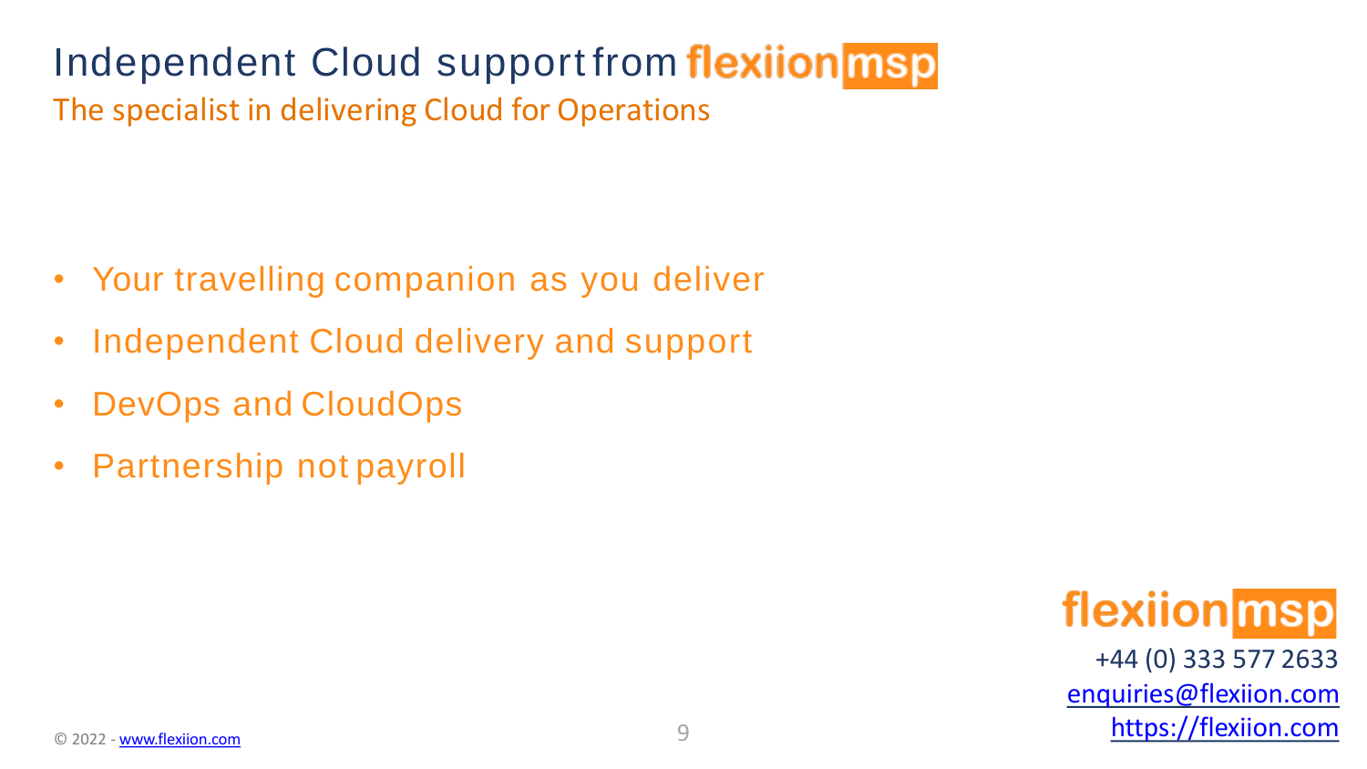# Independent Cloud support from flexiion msp

The specialist in delivering Cloud for Operations

- Your travelling companion as you deliver
- Independent Cloud delivery and support
- DevOps and CloudOps
- Partnership not payroll

flexiion msp

+44 (0) 333 577 2633

enquiries@flexiion.com

https://flexiion.com

© 2022 - www.flexiion.com